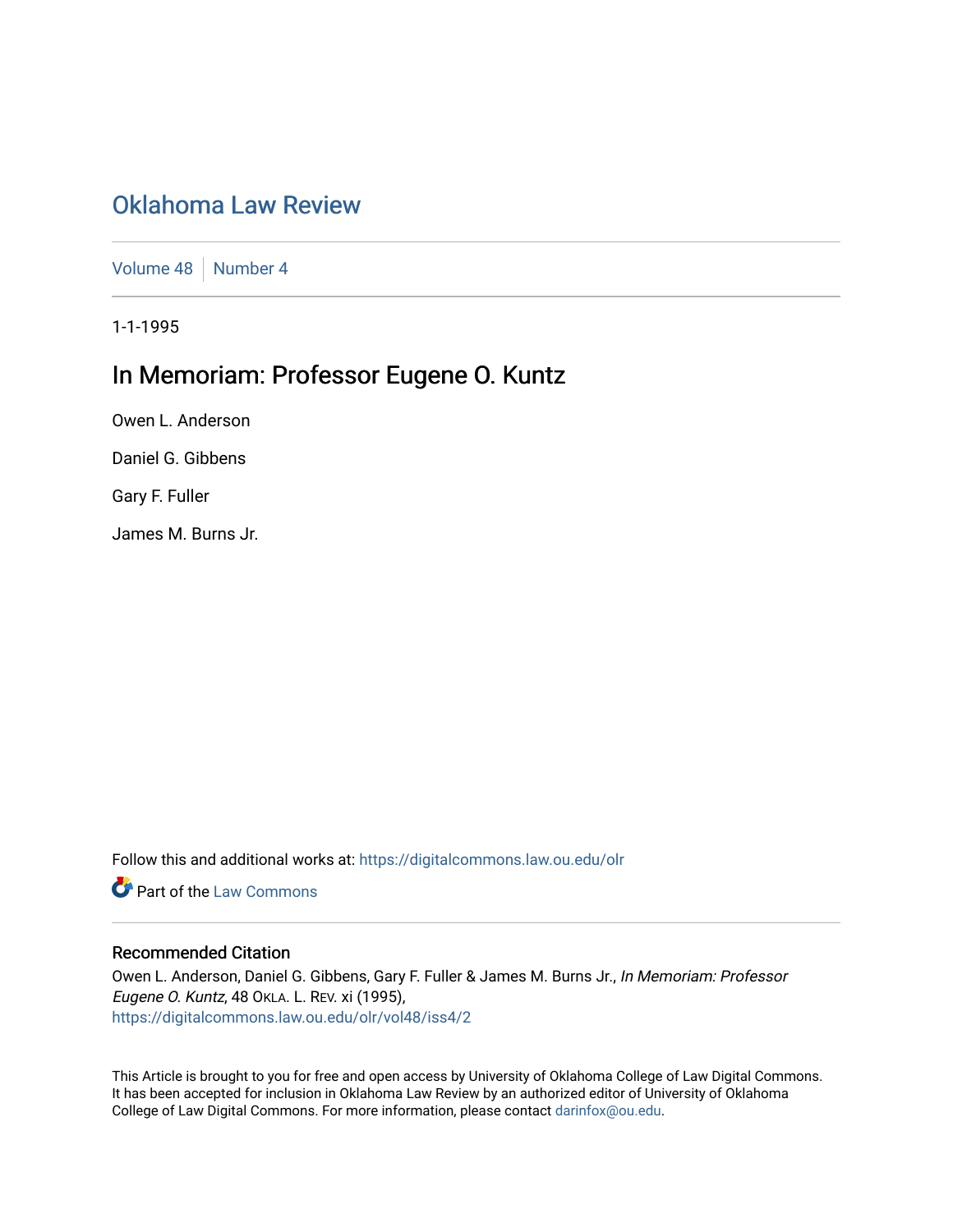# Oklahoma Law Review

Volume 48 | Number 4

1-1-1995

## In Memoriam: Professor Eugene O. Kuntz

Owen L. Anderson

Daniel G. Gibbens

Gary F. Fuller

James M. Burns Jr.

Follow this and additional works at: https://digitalcommons.law.ou.edu/olr

Part of the Law Commons

### Recommended Citation

Owen L. Anderson, Daniel G. Gibbens, Gary F. Fuller & James M. Burns Jr., *In Memoriam: Professor Eugene O. Kuntz*, 48 OKLA. L. REV. xi (1995),
https://digitalcommons.law.ou.edu/olr/vol48/iss4/2

This Article is brought to you for free and open access by University of Oklahoma College of Law Digital Commons. It has been accepted for inclusion in Oklahoma Law Review by an authorized editor of University of Oklahoma College of Law Digital Commons. For more information, please contact darinfox@ou.edu.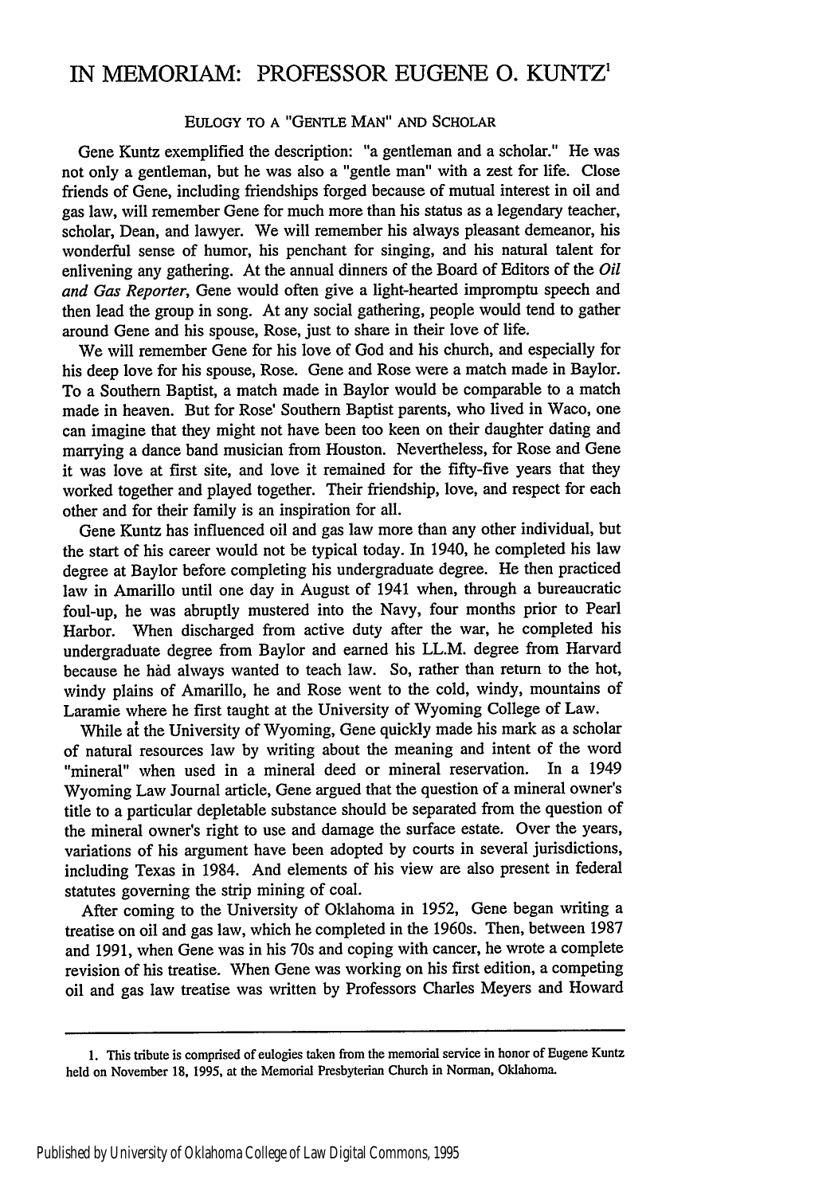# IN MEMORIAM: PROFESSOR EUGENE O. KUNTZ[1]

## EULOGY TO A "GENTLE MAN" AND SCHOLAR

Gene Kuntz exemplified the description: "a gentleman and a scholar." He was not only a gentleman, but he was also a "gentle man" with a zest for life. Close friends of Gene, including friendships forged because of mutual interest in oil and gas law, will remember Gene for much more than his status as a legendary teacher, scholar, Dean, and lawyer. We will remember his always pleasant demeanor, his wonderful sense of humor, his penchant for singing, and his natural talent for enlivening any gathering. At the annual dinners of the Board of Editors of the *Oil and Gas Reporter*, Gene would often give a light-hearted impromptu speech and then lead the group in song. At any social gathering, people would tend to gather around Gene and his spouse, Rose, just to share in their love of life.

We will remember Gene for his love of God and his church, and especially for his deep love for his spouse, Rose. Gene and Rose were a match made in Baylor. To a Southern Baptist, a match made in Baylor would be comparable to a match made in heaven. But for Rose' Southern Baptist parents, who lived in Waco, one can imagine that they might not have been too keen on their daughter dating and marrying a dance band musician from Houston. Nevertheless, for Rose and Gene it was love at first site, and love it remained for the fifty-five years that they worked together and played together. Their friendship, love, and respect for each other and for their family is an inspiration for all.

Gene Kuntz has influenced oil and gas law more than any other individual, but the start of his career would not be typical today. In 1940, he completed his law degree at Baylor before completing his undergraduate degree. He then practiced law in Amarillo until one day in August of 1941 when, through a bureaucratic foul-up, he was abruptly mustered into the Navy, four months prior to Pearl Harbor. When discharged from active duty after the war, he completed his undergraduate degree from Baylor and earned his LL.M. degree from Harvard because he had always wanted to teach law. So, rather than return to the hot, windy plains of Amarillo, he and Rose went to the cold, windy, mountains of Laramie where he first taught at the University of Wyoming College of Law.

While at the University of Wyoming, Gene quickly made his mark as a scholar of natural resources law by writing about the meaning and intent of the word "mineral" when used in a mineral deed or mineral reservation. In a 1949 Wyoming Law Journal article, Gene argued that the question of a mineral owner's title to a particular depletable substance should be separated from the question of the mineral owner's right to use and damage the surface estate. Over the years, variations of his argument have been adopted by courts in several jurisdictions, including Texas in 1984. And elements of his view are also present in federal statutes governing the strip mining of coal.

After coming to the University of Oklahoma in 1952, Gene began writing a treatise on oil and gas law, which he completed in the 1960s. Then, between 1987 and 1991, when Gene was in his 70s and coping with cancer, he wrote a complete revision of his treatise. When Gene was working on his first edition, a competing oil and gas law treatise was written by Professors Charles Meyers and Howard

---

1. This tribute is comprised of eulogies taken from the memorial service in honor of Eugene Kuntz held on November 18, 1995, at the Memorial Presbyterian Church in Norman, Oklahoma.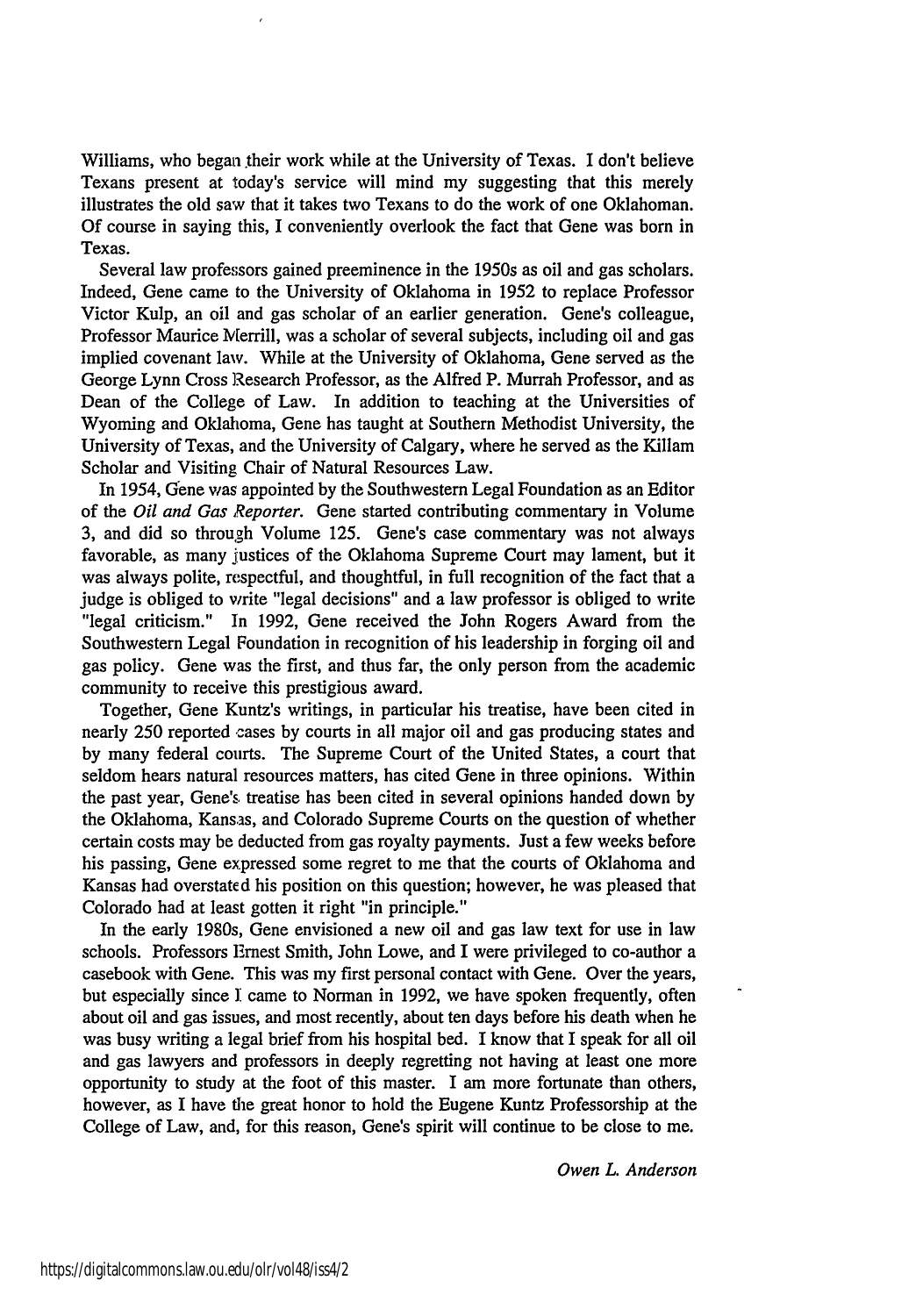Williams, who began their work while at the University of Texas. I don't believe Texans present at today's service will mind my suggesting that this merely illustrates the old saw that it takes two Texans to do the work of one Oklahoman. Of course in saying this, I conveniently overlook the fact that Gene was born in Texas.

Several law professors gained preeminence in the 1950s as oil and gas scholars. Indeed, Gene came to the University of Oklahoma in 1952 to replace Professor Victor Kulp, an oil and gas scholar of an earlier generation. Gene's colleague, Professor Maurice Merrill, was a scholar of several subjects, including oil and gas implied covenant law. While at the University of Oklahoma, Gene served as the George Lynn Cross Research Professor, as the Alfred P. Murrah Professor, and as Dean of the College of Law. In addition to teaching at the Universities of Wyoming and Oklahoma, Gene has taught at Southern Methodist University, the University of Texas, and the University of Calgary, where he served as the Killam Scholar and Visiting Chair of Natural Resources Law.

In 1954, Gene was appointed by the Southwestern Legal Foundation as an Editor of the *Oil and Gas Reporter*. Gene started contributing commentary in Volume 3, and did so through Volume 125. Gene's case commentary was not always favorable, as many justices of the Oklahoma Supreme Court may lament, but it was always polite, respectful, and thoughtful, in full recognition of the fact that a judge is obliged to write "legal decisions" and a law professor is obliged to write "legal criticism." In 1992, Gene received the John Rogers Award from the Southwestern Legal Foundation in recognition of his leadership in forging oil and gas policy. Gene was the first, and thus far, the only person from the academic community to receive this prestigious award.

Together, Gene Kuntz's writings, in particular his treatise, have been cited in nearly 250 reported cases by courts in all major oil and gas producing states and by many federal courts. The Supreme Court of the United States, a court that seldom hears natural resources matters, has cited Gene in three opinions. Within the past year, Gene's treatise has been cited in several opinions handed down by the Oklahoma, Kansas, and Colorado Supreme Courts on the question of whether certain costs may be deducted from gas royalty payments. Just a few weeks before his passing, Gene expressed some regret to me that the courts of Oklahoma and Kansas had overstated his position on this question; however, he was pleased that Colorado had at least gotten it right "in principle."

In the early 1980s, Gene envisioned a new oil and gas law text for use in law schools. Professors Ernest Smith, John Lowe, and I were privileged to co-author a casebook with Gene. This was my first personal contact with Gene. Over the years, but especially since I came to Norman in 1992, we have spoken frequently, often about oil and gas issues, and most recently, about ten days before his death when he was busy writing a legal brief from his hospital bed. I know that I speak for all oil and gas lawyers and professors in deeply regretting not having at least one more opportunity to study at the foot of this master. I am more fortunate than others, however, as I have the great honor to hold the Eugene Kuntz Professorship at the College of Law, and, for this reason, Gene's spirit will continue to be close to me.

*Owen L. Anderson*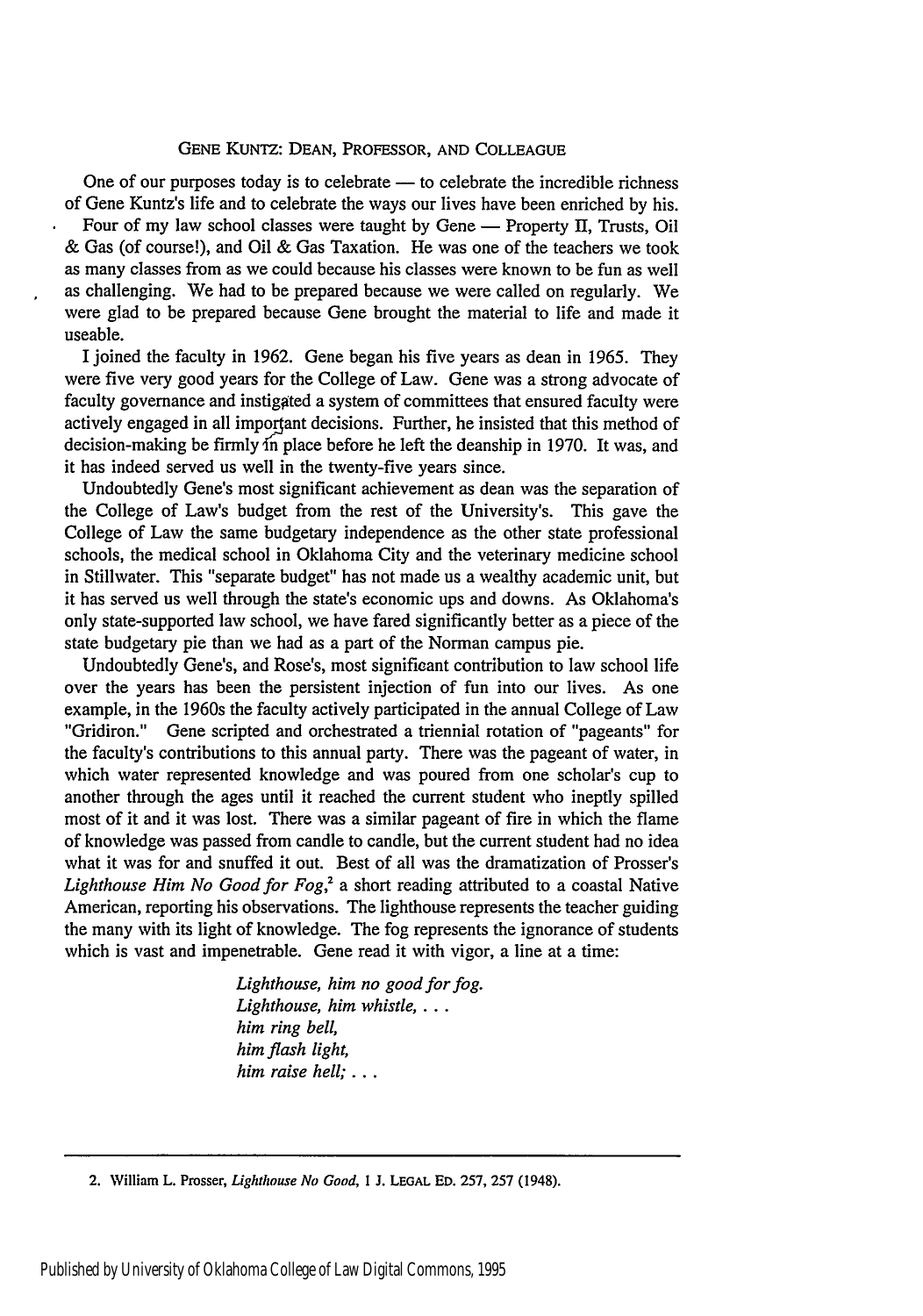## GENE KUNTZ: DEAN, PROFESSOR, AND COLLEAGUE

One of our purposes today is to celebrate — to celebrate the incredible richness of Gene Kuntz's life and to celebrate the ways our lives have been enriched by his.

Four of my law school classes were taught by Gene — Property II, Trusts, Oil & Gas (of course!), and Oil & Gas Taxation. He was one of the teachers we took as many classes from as we could because his classes were known to be fun as well as challenging. We had to be prepared because we were called on regularly. We were glad to be prepared because Gene brought the material to life and made it useable.

I joined the faculty in 1962. Gene began his five years as dean in 1965. They were five very good years for the College of Law. Gene was a strong advocate of faculty governance and instigated a system of committees that ensured faculty were actively engaged in all important decisions. Further, he insisted that this method of decision-making be firmly in place before he left the deanship in 1970. It was, and it has indeed served us well in the twenty-five years since.

Undoubtedly Gene's most significant achievement as dean was the separation of the College of Law's budget from the rest of the University's. This gave the College of Law the same budgetary independence as the other state professional schools, the medical school in Oklahoma City and the veterinary medicine school in Stillwater. This "separate budget" has not made us a wealthy academic unit, but it has served us well through the state's economic ups and downs. As Oklahoma's only state-supported law school, we have fared significantly better as a piece of the state budgetary pie than we had as a part of the Norman campus pie.

Undoubtedly Gene's, and Rose's, most significant contribution to law school life over the years has been the persistent injection of fun into our lives. As one example, in the 1960s the faculty actively participated in the annual College of Law "Gridiron." Gene scripted and orchestrated a triennial rotation of "pageants" for the faculty's contributions to this annual party. There was the pageant of water, in which water represented knowledge and was poured from one scholar's cup to another through the ages until it reached the current student who ineptly spilled most of it and it was lost. There was a similar pageant of fire in which the flame of knowledge was passed from candle to candle, but the current student had no idea what it was for and snuffed it out. Best of all was the dramatization of Prosser's *Lighthouse Him No Good for Fog*,[2] a short reading attributed to a coastal Native American, reporting his observations. The lighthouse represents the teacher guiding the many with its light of knowledge. The fog represents the ignorance of students which is vast and impenetrable. Gene read it with vigor, a line at a time:

> *Lighthouse, him no good for fog.*
> *Lighthouse, him whistle, . . .*
> *him ring bell,*
> *him flash light,*
> *him raise hell; . . .*

---

2. William L. Prosser, *Lighthouse No Good*, 1 J. LEGAL ED. 257, 257 (1948).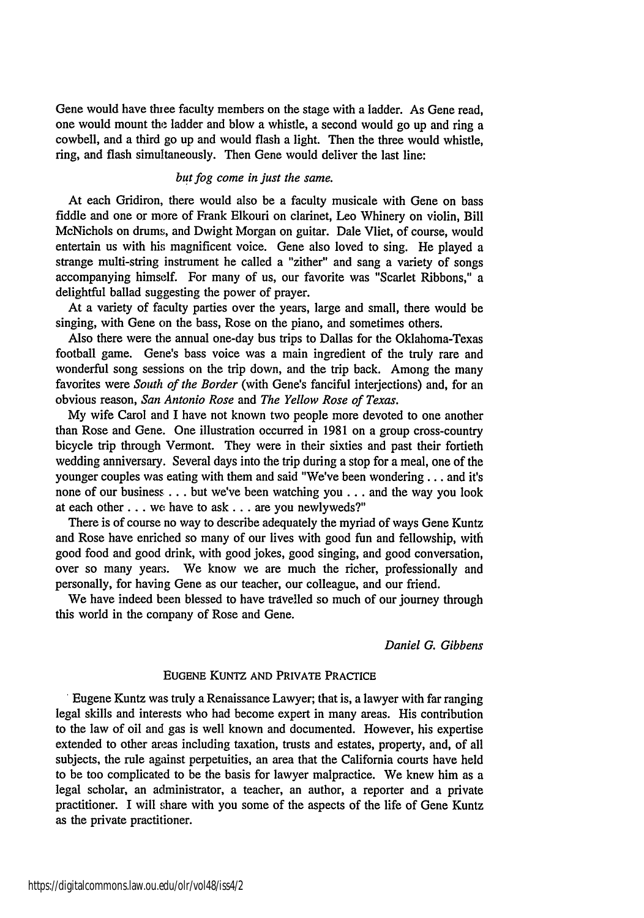Gene would have three faculty members on the stage with a ladder. As Gene read, one would mount the ladder and blow a whistle, a second would go up and ring a cowbell, and a third go up and would flash a light. Then the three would whistle, ring, and flash simultaneously. Then Gene would deliver the last line:

*but fog come in just the same.*

At each Gridiron, there would also be a faculty musicale with Gene on bass fiddle and one or more of Frank Elkouri on clarinet, Leo Whinery on violin, Bill McNichols on drums, and Dwight Morgan on guitar. Dale Vliet, of course, would entertain us with his magnificent voice. Gene also loved to sing. He played a strange multi-string instrument he called a "zither" and sang a variety of songs accompanying himself. For many of us, our favorite was "Scarlet Ribbons," a delightful ballad suggesting the power of prayer.

At a variety of faculty parties over the years, large and small, there would be singing, with Gene on the bass, Rose on the piano, and sometimes others.

Also there were the annual one-day bus trips to Dallas for the Oklahoma-Texas football game. Gene's bass voice was a main ingredient of the truly rare and wonderful song sessions on the trip down, and the trip back. Among the many favorites were *South of the Border* (with Gene's fanciful interjections) and, for an obvious reason, *San Antonio Rose* and *The Yellow Rose of Texas*.

My wife Carol and I have not known two people more devoted to one another than Rose and Gene. One illustration occurred in 1981 on a group cross-country bicycle trip through Vermont. They were in their sixties and past their fortieth wedding anniversary. Several days into the trip during a stop for a meal, one of the younger couples was eating with them and said "We've been wondering . . . and it's none of our business . . . but we've been watching you . . . and the way you look at each other . . . we have to ask . . . are you newlyweds?"

There is of course no way to describe adequately the myriad of ways Gene Kuntz and Rose have enriched so many of our lives with good fun and fellowship, with good food and good drink, with good jokes, good singing, and good conversation, over so many years. We know we are much the richer, professionally and personally, for having Gene as our teacher, our colleague, and our friend.

We have indeed been blessed to have travelled so much of our journey through this world in the company of Rose and Gene.

*Daniel G. Gibbens*

## EUGENE KUNTZ AND PRIVATE PRACTICE

Eugene Kuntz was truly a Renaissance Lawyer; that is, a lawyer with far ranging legal skills and interests who had become expert in many areas. His contribution to the law of oil and gas is well known and documented. However, his expertise extended to other areas including taxation, trusts and estates, property, and, of all subjects, the rule against perpetuities, an area that the California courts have held to be too complicated to be the basis for lawyer malpractice. We knew him as a legal scholar, an administrator, a teacher, an author, a reporter and a private practitioner. I will share with you some of the aspects of the life of Gene Kuntz as the private practitioner.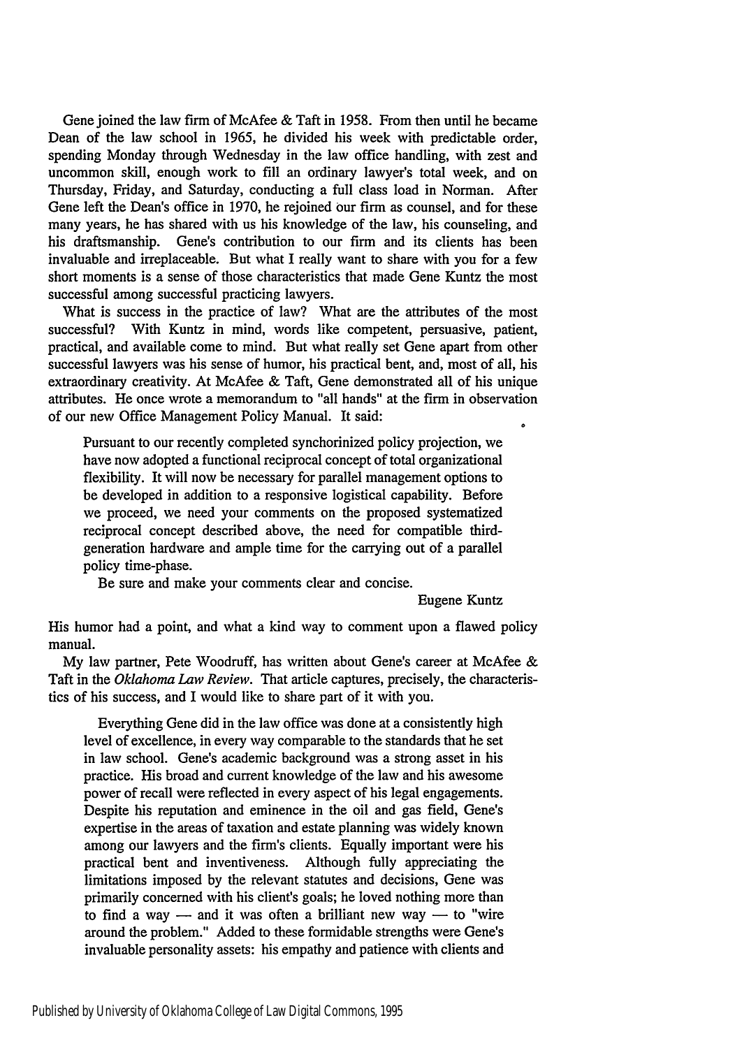Gene joined the law firm of McAfee & Taft in 1958. From then until he became Dean of the law school in 1965, he divided his week with predictable order, spending Monday through Wednesday in the law office handling, with zest and uncommon skill, enough work to fill an ordinary lawyer's total week, and on Thursday, Friday, and Saturday, conducting a full class load in Norman. After Gene left the Dean's office in 1970, he rejoined our firm as counsel, and for these many years, he has shared with us his knowledge of the law, his counseling, and his draftsmanship. Gene's contribution to our firm and its clients has been invaluable and irreplaceable. But what I really want to share with you for a few short moments is a sense of those characteristics that made Gene Kuntz the most successful among successful practicing lawyers.

What is success in the practice of law? What are the attributes of the most successful? With Kuntz in mind, words like competent, persuasive, patient, practical, and available come to mind. But what really set Gene apart from other successful lawyers was his sense of humor, his practical bent, and, most of all, his extraordinary creativity. At McAfee & Taft, Gene demonstrated all of his unique attributes. He once wrote a memorandum to "all hands" at the firm in observation of our new Office Management Policy Manual. It said:

> Pursuant to our recently completed synchorinized policy projection, we have now adopted a functional reciprocal concept of total organizational flexibility. It will now be necessary for parallel management options to be developed in addition to a responsive logistical capability. Before we proceed, we need your comments on the proposed systematized reciprocal concept described above, the need for compatible third-generation hardware and ample time for the carrying out of a parallel policy time-phase.
>
> Be sure and make your comments clear and concise.
>
> Eugene Kuntz

His humor had a point, and what a kind way to comment upon a flawed policy manual.

My law partner, Pete Woodruff, has written about Gene's career at McAfee & Taft in the *Oklahoma Law Review*. That article captures, precisely, the characteristics of his success, and I would like to share part of it with you.

> Everything Gene did in the law office was done at a consistently high level of excellence, in every way comparable to the standards that he set in law school. Gene's academic background was a strong asset in his practice. His broad and current knowledge of the law and his awesome power of recall were reflected in every aspect of his legal engagements. Despite his reputation and eminence in the oil and gas field, Gene's expertise in the areas of taxation and estate planning was widely known among our lawyers and the firm's clients. Equally important were his practical bent and inventiveness. Although fully appreciating the limitations imposed by the relevant statutes and decisions, Gene was primarily concerned with his client's goals; he loved nothing more than to find a way — and it was often a brilliant new way — to "wire around the problem." Added to these formidable strengths were Gene's invaluable personality assets: his empathy and patience with clients and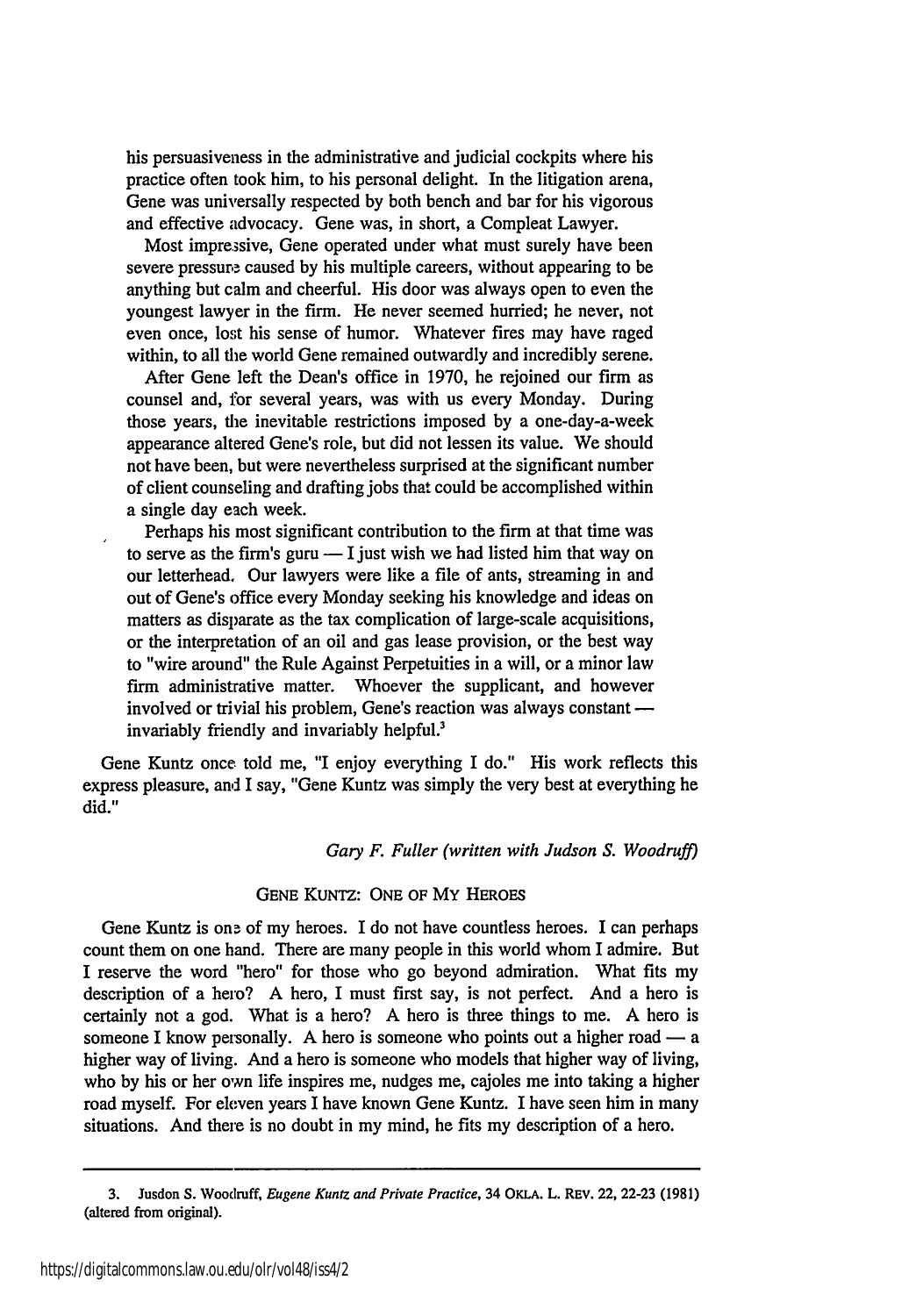his persuasiveness in the administrative and judicial cockpits where his practice often took him, to his personal delight. In the litigation arena, Gene was universally respected by both bench and bar for his vigorous and effective advocacy. Gene was, in short, a Compleat Lawyer.

Most impressive, Gene operated under what must surely have been severe pressure caused by his multiple careers, without appearing to be anything but calm and cheerful. His door was always open to even the youngest lawyer in the firm. He never seemed hurried; he never, not even once, lost his sense of humor. Whatever fires may have raged within, to all the world Gene remained outwardly and incredibly serene.

After Gene left the Dean's office in 1970, he rejoined our firm as counsel and, for several years, was with us every Monday. During those years, the inevitable restrictions imposed by a one-day-a-week appearance altered Gene's role, but did not lessen its value. We should not have been, but were nevertheless surprised at the significant number of client counseling and drafting jobs that could be accomplished within a single day each week.

Perhaps his most significant contribution to the firm at that time was to serve as the firm's guru — I just wish we had listed him that way on our letterhead. Our lawyers were like a file of ants, streaming in and out of Gene's office every Monday seeking his knowledge and ideas on matters as disparate as the tax complication of large-scale acquisitions, or the interpretation of an oil and gas lease provision, or the best way to "wire around" the Rule Against Perpetuities in a will, or a minor law firm administrative matter. Whoever the supplicant, and however involved or trivial his problem, Gene's reaction was always constant — invariably friendly and invariably helpful.[3]

Gene Kuntz once told me, "I enjoy everything I do." His work reflects this express pleasure, and I say, "Gene Kuntz was simply the very best at everything he did."

*Gary F. Fuller (written with Judson S. Woodruff)*

## GENE KUNTZ: ONE OF MY HEROES

Gene Kuntz is one of my heroes. I do not have countless heroes. I can perhaps count them on one hand. There are many people in this world whom I admire. But I reserve the word "hero" for those who go beyond admiration. What fits my description of a hero? A hero, I must first say, is not perfect. And a hero is certainly not a god. What is a hero? A hero is three things to me. A hero is someone I know personally. A hero is someone who points out a higher road — a higher way of living. And a hero is someone who models that higher way of living, who by his or her own life inspires me, nudges me, cajoles me into taking a higher road myself. For eleven years I have known Gene Kuntz. I have seen him in many situations. And there is no doubt in my mind, he fits my description of a hero.

---

3. Jusdon S. Woodruff, *Eugene Kuntz and Private Practice*, 34 OKLA. L. REV. 22, 22-23 (1981) (altered from original).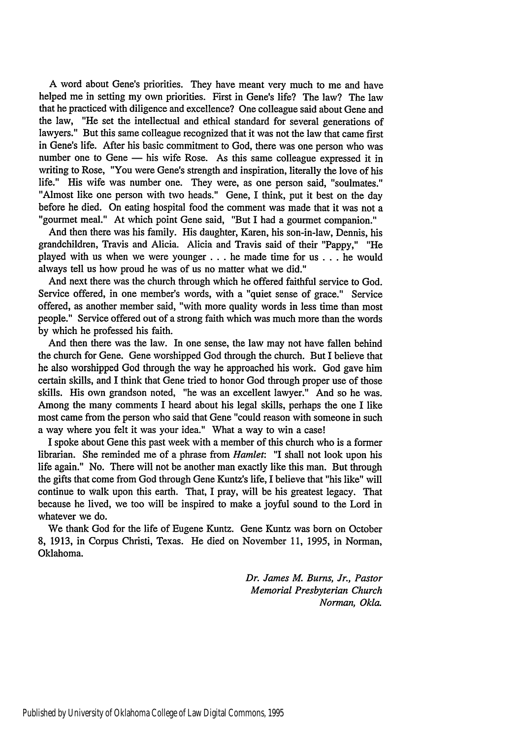A word about Gene's priorities. They have meant very much to me and have helped me in setting my own priorities. First in Gene's life? The law? The law that he practiced with diligence and excellence? One colleague said about Gene and the law, "He set the intellectual and ethical standard for several generations of lawyers." But this same colleague recognized that it was not the law that came first in Gene's life. After his basic commitment to God, there was one person who was number one to Gene — his wife Rose. As this same colleague expressed it in writing to Rose, "You were Gene's strength and inspiration, literally the love of his life." His wife was number one. They were, as one person said, "soulmates." "Almost like one person with two heads." Gene, I think, put it best on the day before he died. On eating hospital food the comment was made that it was not a "gourmet meal." At which point Gene said, "But I had a gourmet companion."

And then there was his family. His daughter, Karen, his son-in-law, Dennis, his grandchildren, Travis and Alicia. Alicia and Travis said of their "Pappy," "He played with us when we were younger . . . he made time for us . . . he would always tell us how proud he was of us no matter what we did."

And next there was the church through which he offered faithful service to God. Service offered, in one member's words, with a "quiet sense of grace." Service offered, as another member said, "with more quality words in less time than most people." Service offered out of a strong faith which was much more than the words by which he professed his faith.

And then there was the law. In one sense, the law may not have fallen behind the church for Gene. Gene worshipped God through the church. But I believe that he also worshipped God through the way he approached his work. God gave him certain skills, and I think that Gene tried to honor God through proper use of those skills. His own grandson noted, "he was an excellent lawyer." And so he was. Among the many comments I heard about his legal skills, perhaps the one I like most came from the person who said that Gene "could reason with someone in such a way where you felt it was your idea." What a way to win a case!

I spoke about Gene this past week with a member of this church who is a former librarian. She reminded me of a phrase from *Hamlet*: "I shall not look upon his life again." No. There will not be another man exactly like this man. But through the gifts that come from God through Gene Kuntz's life, I believe that "his like" will continue to walk upon this earth. That, I pray, will be his greatest legacy. That because he lived, we too will be inspired to make a joyful sound to the Lord in whatever we do.

We thank God for the life of Eugene Kuntz. Gene Kuntz was born on October 8, 1913, in Corpus Christi, Texas. He died on November 11, 1995, in Norman, Oklahoma.

*Dr. James M. Burns, Jr., Pastor*
*Memorial Presbyterian Church*
*Norman, Okla.*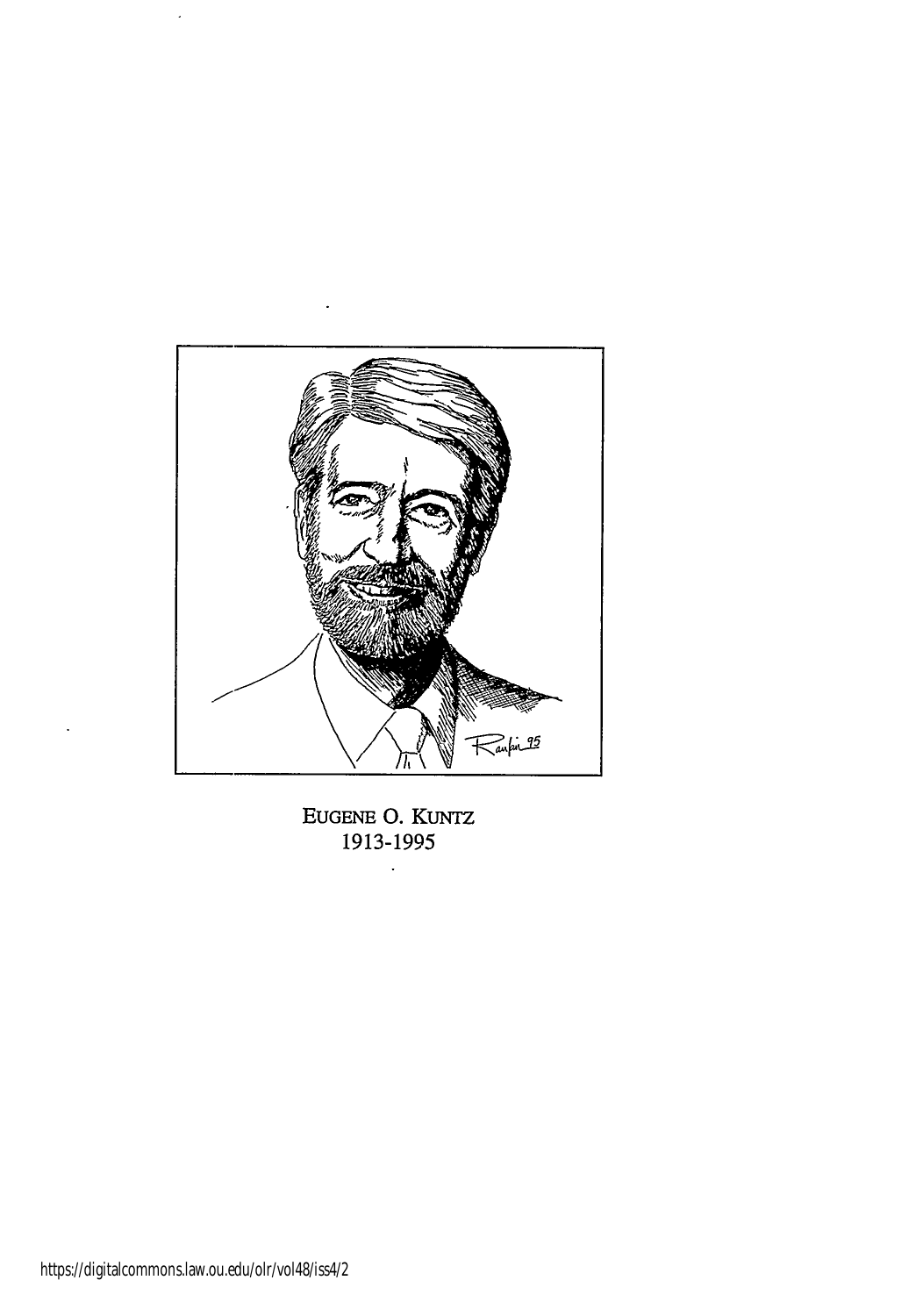EUGENE O. KUNTZ
1913-1995